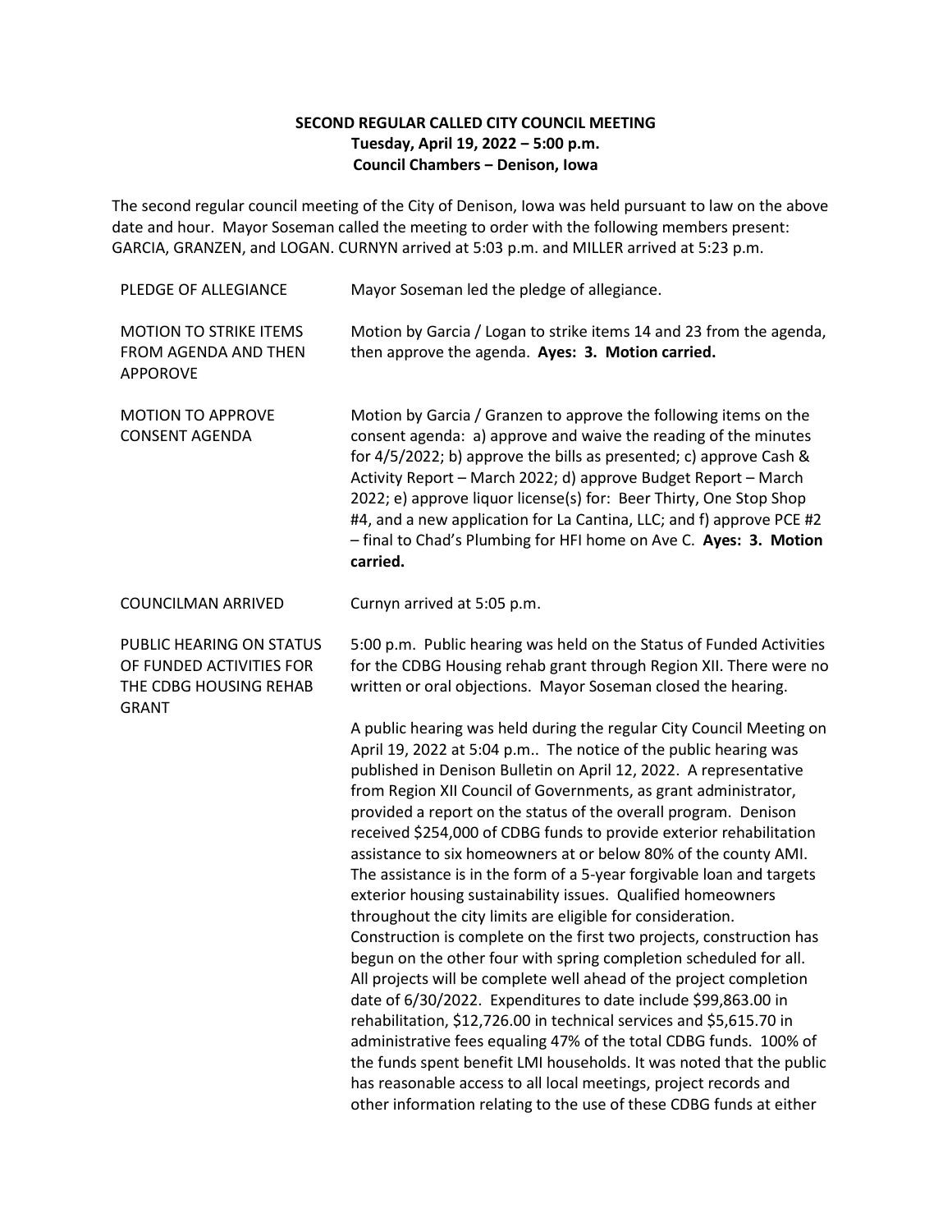**SECOND REGULAR CALLED CITY COUNCIL MEETING**
**Tuesday, April 19, 2022 – 5:00 p.m.**
**Council Chambers – Denison, Iowa**

The second regular council meeting of the City of Denison, Iowa was held pursuant to law on the above date and hour. Mayor Soseman called the meeting to order with the following members present: GARCIA, GRANZEN, and LOGAN. CURNYN arrived at 5:03 p.m. and MILLER arrived at 5:23 p.m.

| | |
|---|---|
| PLEDGE OF ALLEGIANCE | Mayor Soseman led the pledge of allegiance. |
| MOTION TO STRIKE ITEMS FROM AGENDA AND THEN APPOROVE | Motion by Garcia / Logan to strike items 14 and 23 from the agenda, then approve the agenda. **Ayes: 3. Motion carried.** |
| MOTION TO APPROVE CONSENT AGENDA | Motion by Garcia / Granzen to approve the following items on the consent agenda: a) approve and waive the reading of the minutes for 4/5/2022; b) approve the bills as presented; c) approve Cash & Activity Report – March 2022; d) approve Budget Report – March 2022; e) approve liquor license(s) for: Beer Thirty, One Stop Shop #4, and a new application for La Cantina, LLC; and f) approve PCE #2 – final to Chad's Plumbing for HFI home on Ave C. **Ayes: 3. Motion carried.** |
| COUNCILMAN ARRIVED | Curnyn arrived at 5:05 p.m. |
| PUBLIC HEARING ON STATUS OF FUNDED ACTIVITIES FOR THE CDBG HOUSING REHAB GRANT | 5:00 p.m. Public hearing was held on the Status of Funded Activities for the CDBG Housing rehab grant through Region XII. There were no written or oral objections. Mayor Soseman closed the hearing.<br><br>A public hearing was held during the regular City Council Meeting on April 19, 2022 at 5:04 p.m.. The notice of the public hearing was published in Denison Bulletin on April 12, 2022. A representative from Region XII Council of Governments, as grant administrator, provided a report on the status of the overall program. Denison received $254,000 of CDBG funds to provide exterior rehabilitation assistance to six homeowners at or below 80% of the county AMI. The assistance is in the form of a 5-year forgivable loan and targets exterior housing sustainability issues. Qualified homeowners throughout the city limits are eligible for consideration. Construction is complete on the first two projects, construction has begun on the other four with spring completion scheduled for all. All projects will be complete well ahead of the project completion date of 6/30/2022. Expenditures to date include $99,863.00 in rehabilitation, $12,726.00 in technical services and $5,615.70 in administrative fees equaling 47% of the total CDBG funds. 100% of the funds spent benefit LMI households. It was noted that the public has reasonable access to all local meetings, project records and other information relating to the use of these CDBG funds at either |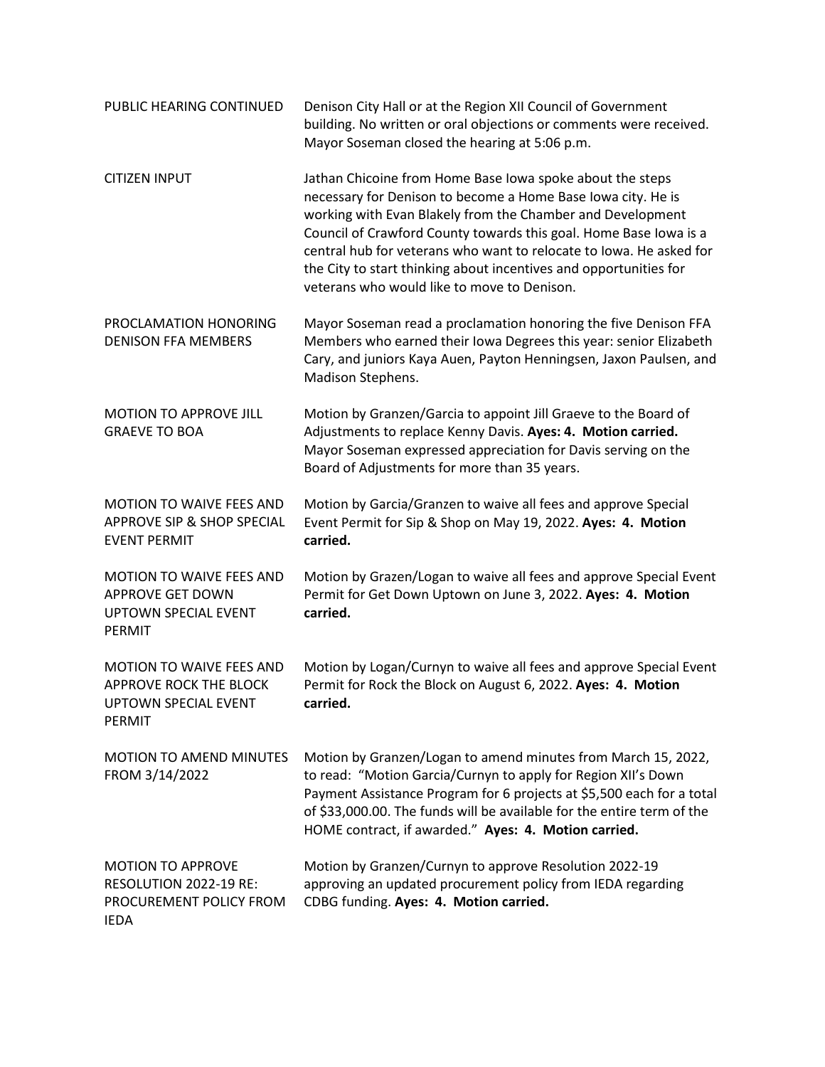PUBLIC HEARING CONTINUED — Denison City Hall or at the Region XII Council of Government building. No written or oral objections or comments were received. Mayor Soseman closed the hearing at 5:06 p.m.

CITIZEN INPUT — Jathan Chicoine from Home Base Iowa spoke about the steps necessary for Denison to become a Home Base Iowa city. He is working with Evan Blakely from the Chamber and Development Council of Crawford County towards this goal. Home Base Iowa is a central hub for veterans who want to relocate to Iowa. He asked for the City to start thinking about incentives and opportunities for veterans who would like to move to Denison.

PROCLAMATION HONORING DENISON FFA MEMBERS — Mayor Soseman read a proclamation honoring the five Denison FFA Members who earned their Iowa Degrees this year: senior Elizabeth Cary, and juniors Kaya Auen, Payton Henningsen, Jaxon Paulsen, and Madison Stephens.

MOTION TO APPROVE JILL GRAEVE TO BOA — Motion by Granzen/Garcia to appoint Jill Graeve to the Board of Adjustments to replace Kenny Davis. **Ayes: 4. Motion carried.** Mayor Soseman expressed appreciation for Davis serving on the Board of Adjustments for more than 35 years.

MOTION TO WAIVE FEES AND APPROVE SIP & SHOP SPECIAL EVENT PERMIT — Motion by Garcia/Granzen to waive all fees and approve Special Event Permit for Sip & Shop on May 19, 2022. **Ayes: 4. Motion carried.**

MOTION TO WAIVE FEES AND APPROVE GET DOWN UPTOWN SPECIAL EVENT PERMIT — Motion by Grazen/Logan to waive all fees and approve Special Event Permit for Get Down Uptown on June 3, 2022. **Ayes: 4. Motion carried.**

MOTION TO WAIVE FEES AND APPROVE ROCK THE BLOCK UPTOWN SPECIAL EVENT PERMIT — Motion by Logan/Curnyn to waive all fees and approve Special Event Permit for Rock the Block on August 6, 2022. **Ayes: 4. Motion carried.**

MOTION TO AMEND MINUTES FROM 3/14/2022 — Motion by Granzen/Logan to amend minutes from March 15, 2022, to read: "Motion Garcia/Curnyn to apply for Region XII's Down Payment Assistance Program for 6 projects at $5,500 each for a total of $33,000.00. The funds will be available for the entire term of the HOME contract, if awarded." **Ayes: 4. Motion carried.**

MOTION TO APPROVE RESOLUTION 2022-19 RE: PROCUREMENT POLICY FROM IEDA — Motion by Granzen/Curnyn to approve Resolution 2022-19 approving an updated procurement policy from IEDA regarding CDBG funding. **Ayes: 4. Motion carried.**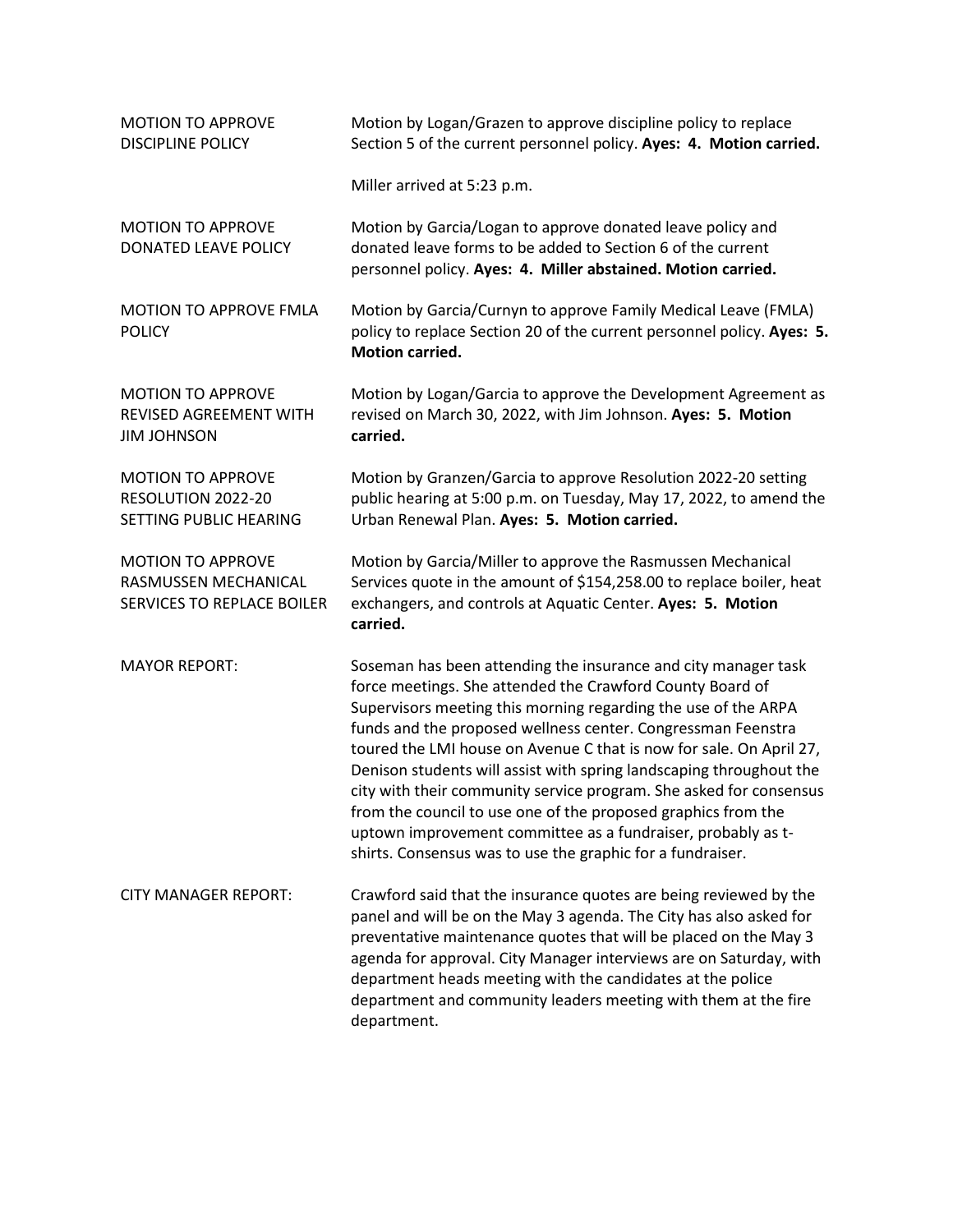**MOTION TO APPROVE DISCIPLINE POLICY**

Motion by Logan/Grazen to approve discipline policy to replace Section 5 of the current personnel policy. **Ayes: 4. Motion carried.**

Miller arrived at 5:23 p.m.

**MOTION TO APPROVE DONATED LEAVE POLICY**

Motion by Garcia/Logan to approve donated leave policy and donated leave forms to be added to Section 6 of the current personnel policy. **Ayes: 4. Miller abstained. Motion carried.**

**MOTION TO APPROVE FMLA POLICY**

Motion by Garcia/Curnyn to approve Family Medical Leave (FMLA) policy to replace Section 20 of the current personnel policy. **Ayes: 5. Motion carried.**

**MOTION TO APPROVE REVISED AGREEMENT WITH JIM JOHNSON**

Motion by Logan/Garcia to approve the Development Agreement as revised on March 30, 2022, with Jim Johnson. **Ayes: 5. Motion carried.**

**MOTION TO APPROVE RESOLUTION 2022-20 SETTING PUBLIC HEARING**

Motion by Granzen/Garcia to approve Resolution 2022-20 setting public hearing at 5:00 p.m. on Tuesday, May 17, 2022, to amend the Urban Renewal Plan. **Ayes: 5. Motion carried.**

**MOTION TO APPROVE RASMUSSEN MECHANICAL SERVICES TO REPLACE BOILER**

Motion by Garcia/Miller to approve the Rasmussen Mechanical Services quote in the amount of $154,258.00 to replace boiler, heat exchangers, and controls at Aquatic Center. **Ayes: 5. Motion carried.**

**MAYOR REPORT:**

Soseman has been attending the insurance and city manager task force meetings. She attended the Crawford County Board of Supervisors meeting this morning regarding the use of the ARPA funds and the proposed wellness center. Congressman Feenstra toured the LMI house on Avenue C that is now for sale. On April 27, Denison students will assist with spring landscaping throughout the city with their community service program. She asked for consensus from the council to use one of the proposed graphics from the uptown improvement committee as a fundraiser, probably as t-shirts. Consensus was to use the graphic for a fundraiser.

**CITY MANAGER REPORT:**

Crawford said that the insurance quotes are being reviewed by the panel and will be on the May 3 agenda. The City has also asked for preventative maintenance quotes that will be placed on the May 3 agenda for approval. City Manager interviews are on Saturday, with department heads meeting with the candidates at the police department and community leaders meeting with them at the fire department.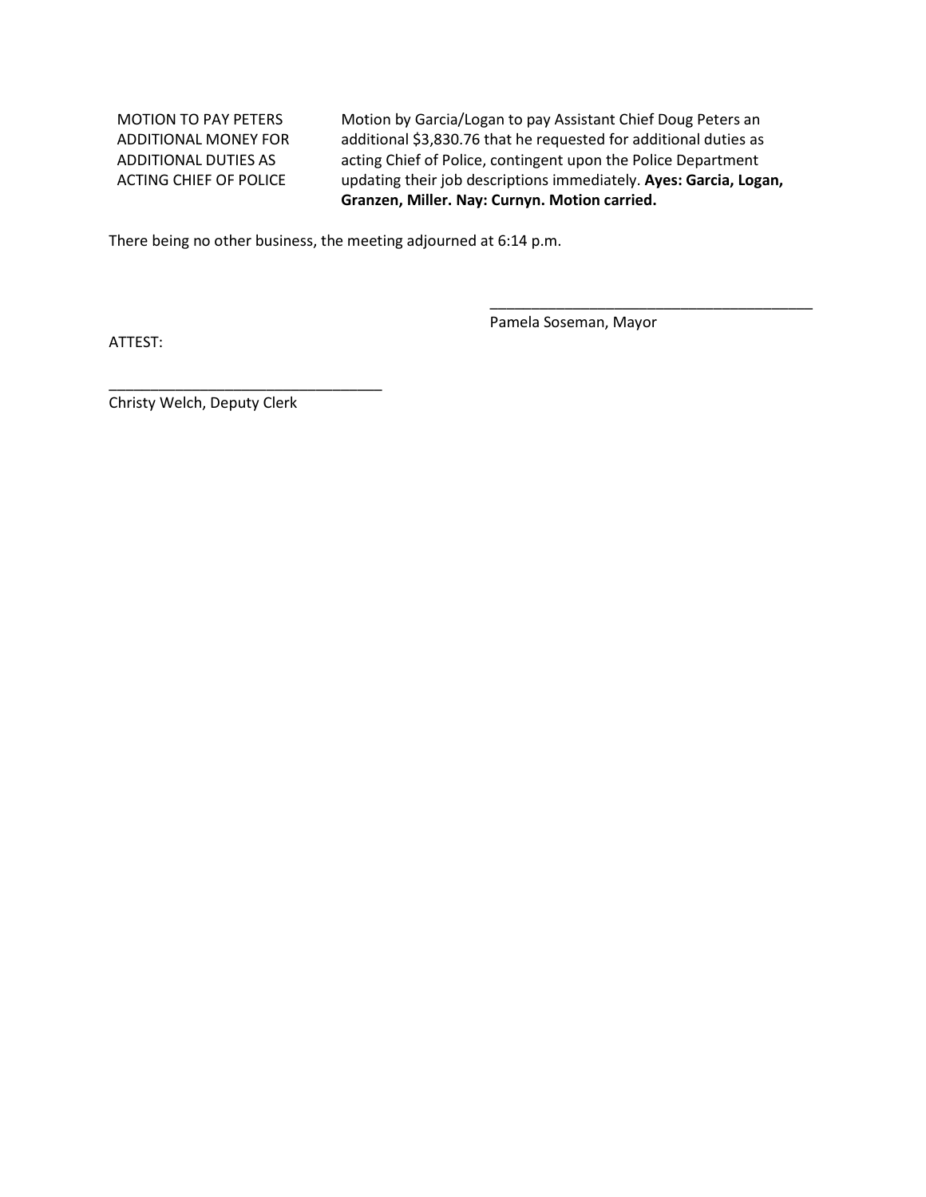| | |
|---|---|
| MOTION TO PAY PETERS ADDITIONAL MONEY FOR ADDITIONAL DUTIES AS ACTING CHIEF OF POLICE | Motion by Garcia/Logan to pay Assistant Chief Doug Peters an additional $3,830.76 that he requested for additional duties as acting Chief of Police, contingent upon the Police Department updating their job descriptions immediately. **Ayes: Garcia, Logan, Granzen, Miller. Nay: Curnyn. Motion carried.** |

There being no other business, the meeting adjourned at 6:14 p.m.

\_\_\_\_\_\_\_\_\_\_\_\_\_\_\_\_\_\_\_\_\_\_\_\_\_\_\_\_\_\_\_\_\_\_\_\_\_\_\_\_
Pamela Soseman, Mayor

ATTEST:

\_\_\_\_\_\_\_\_\_\_\_\_\_\_\_\_\_\_\_\_\_\_\_\_\_\_\_\_\_\_\_\_\_\_\_
Christy Welch, Deputy Clerk